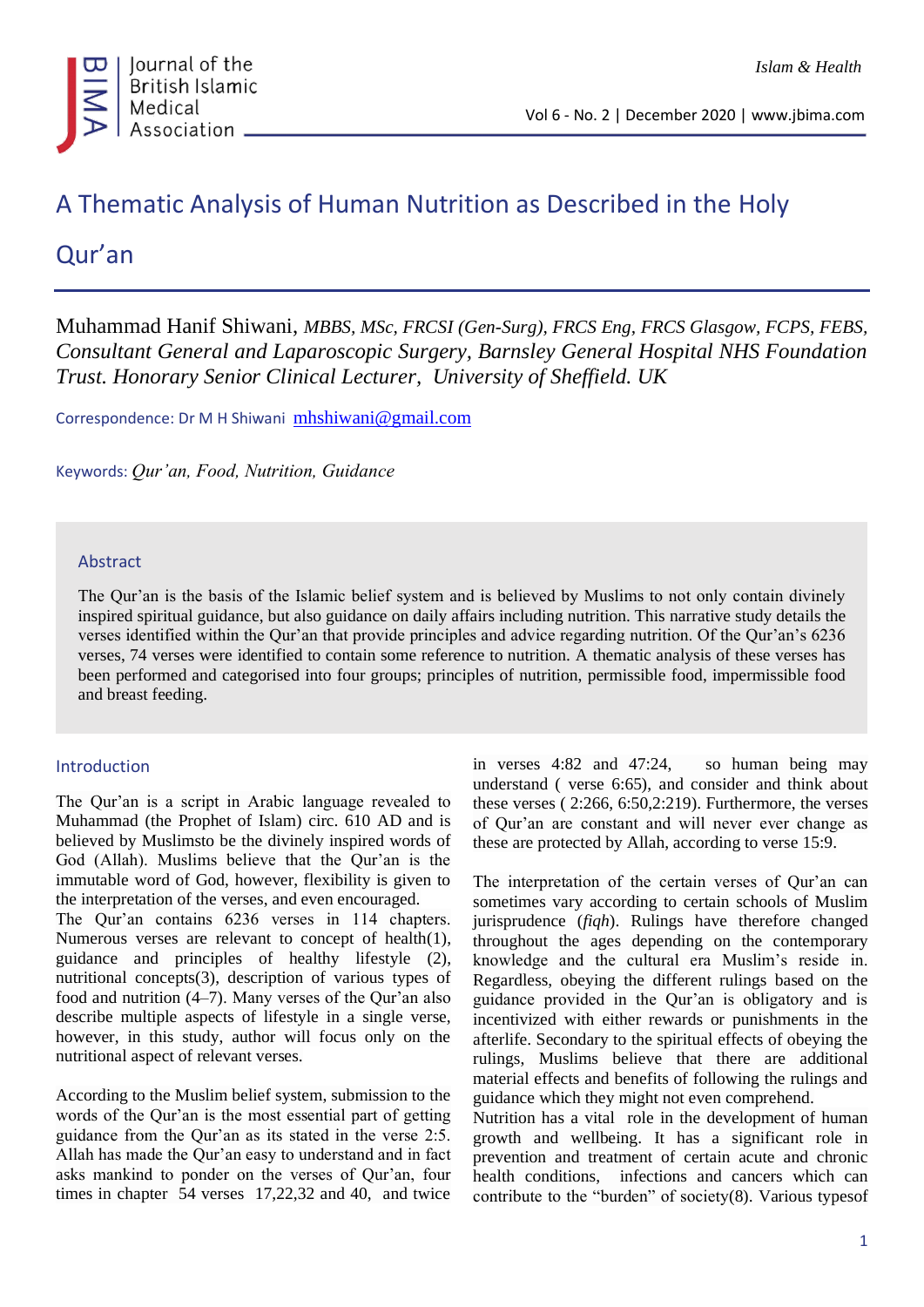# A Thematic Analysis of Human Nutrition as Described in the Holy Qur'an

Muhammad Hanif Shiwani, *MBBS, MSc, FRCSI (Gen-Surg), FRCS Eng, FRCS Glasgow, FCPS, FEBS, Consultant General and Laparoscopic Surgery, Barnsley General Hospital NHS Foundation Trust. Honorary Senior Clinical Lecturer, University of Sheffield. UK*

Correspondence: Dr M H Shiwani mhshiwani@gmail.com

Keywords: *Qur'an, Food, Nutrition, Guidance*

## Abstract

The Qur'an is the basis of the Islamic belief system and is believed by Muslims to not only contain divinely inspired spiritual guidance, but also guidance on daily affairs including nutrition. This narrative study details the verses identified within the Qur'an that provide principles and advice regarding nutrition. Of the Qur'an's 6236 verses, 74 verses were identified to contain some reference to nutrition. A thematic analysis of these verses has been performed and categorised into four groups; principles of nutrition, permissible food, impermissible food and breast feeding.

## Introduction

The Qur'an is a script in Arabic language revealed to Muhammad (the Prophet of Islam) circ. 610 AD and is believed by Muslimsto be the divinely inspired words of God (Allah). Muslims believe that the Qur'an is the immutable word of God, however, flexibility is given to the interpretation of the verses, and even encouraged.

The Qur'an contains 6236 verses in 114 chapters. Numerous verses are relevant to concept of health(1), guidance and principles of healthy lifestyle (2), nutritional concepts(3), description of various types of food and nutrition (4–7). Many verses of the Qur'an also describe multiple aspects of lifestyle in a single verse, however, in this study, author will focus only on the nutritional aspect of relevant verses.

According to the Muslim belief system, submission to the words of the Qur'an is the most essential part of getting guidance from the Qur'an as its stated in the verse 2:5. Allah has made the Qur'an easy to understand and in fact asks mankind to ponder on the verses of Qur'an, four times in chapter 54 verses 17,22,32 and 40, and twice in verses 4:82 and 47:24, so human being may understand ( verse 6:65), and consider and think about these verses ( 2:266, 6:50,2:219). Furthermore, the verses of Qur'an are constant and will never ever change as these are protected by Allah, according to verse 15:9.

The interpretation of the certain verses of Qur'an can sometimes vary according to certain schools of Muslim jurisprudence (*fiqh*). Rulings have therefore changed throughout the ages depending on the contemporary knowledge and the cultural era Muslim's reside in. Regardless, obeying the different rulings based on the guidance provided in the Qur'an is obligatory and is incentivized with either rewards or punishments in the afterlife. Secondary to the spiritual effects of obeying the rulings, Muslims believe that there are additional material effects and benefits of following the rulings and guidance which they might not even comprehend.

Nutrition has a vital role in the development of human growth and wellbeing. It has a significant role in prevention and treatment of certain acute and chronic health conditions, infections and cancers which can contribute to the "burden" of society(8). Various typesof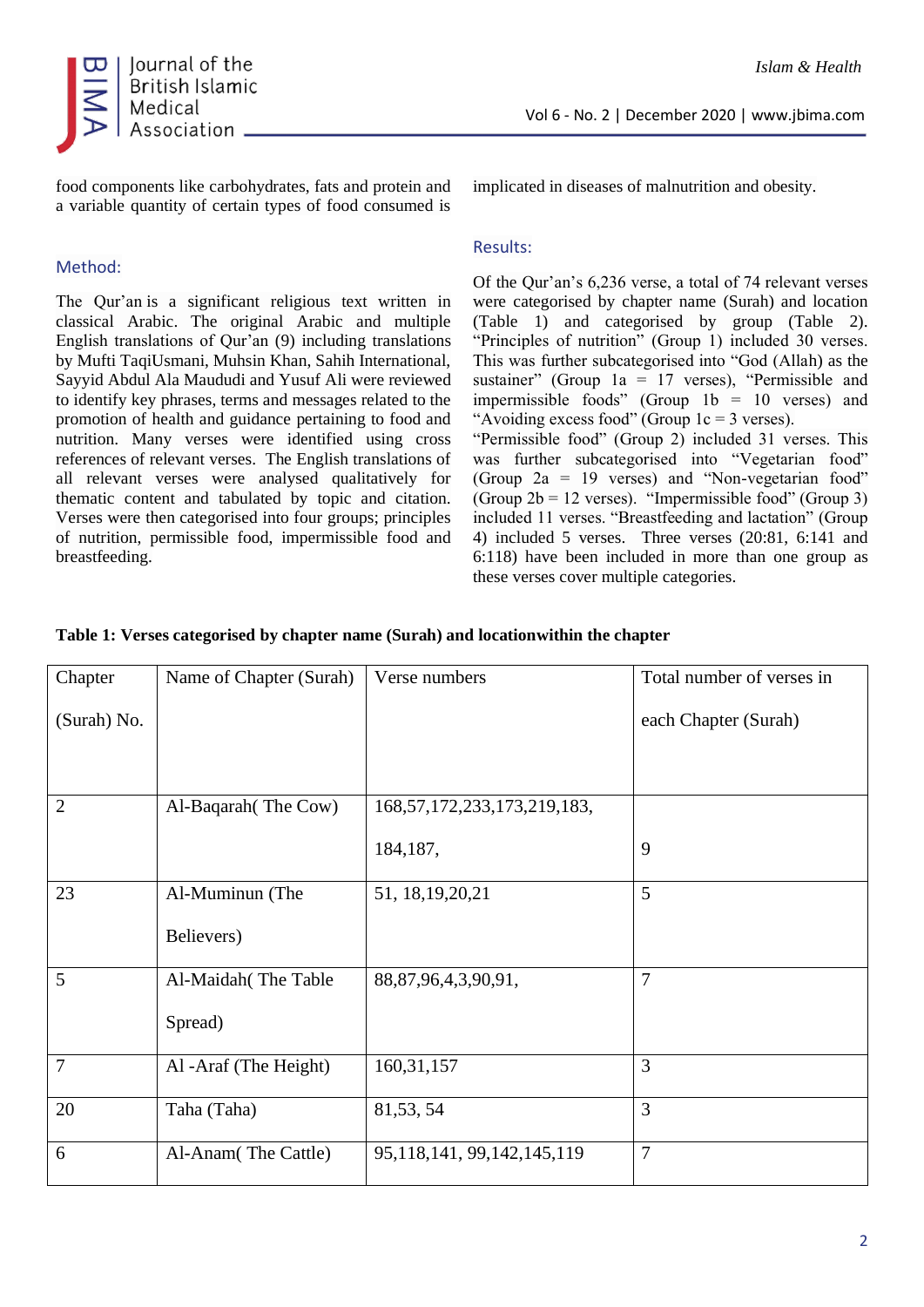food components like carbohydrates, fats and protein and a variable quantity of certain types of food consumed is implicated in diseases of malnutrition and obesity.

## Method:

The Qur'an is a significant religious text written in classical Arabic. The original Arabic and multiple English translations of Qur'an (9) including translations by Mufti TaqiUsmani, Muhsin Khan, Sahih International, Sayyid Abdul Ala Maududi and Yusuf Ali were reviewed to identify key phrases, terms and messages related to the promotion of health and guidance pertaining to food and nutrition. Many verses were identified using cross references of relevant verses. The English translations of all relevant verses were analysed qualitatively for thematic content and tabulated by topic and citation. Verses were then categorised into four groups; principles of nutrition, permissible food, impermissible food and breastfeeding.

## Results:

Of the Qur'an's 6,236 verse, a total of 74 relevant verses were categorised by chapter name (Surah) and location (Table 1) and categorised by group (Table 2). "Principles of nutrition" (Group 1) included 30 verses. This was further subcategorised into "God (Allah) as the sustainer" (Group 1a = 17 verses), "Permissible and impermissible foods" (Group 1b = 10 verses) and "Avoiding excess food" (Group 1c = 3 verses). "Permissible food" (Group 2) included 31 verses. This was further subcategorised into "Vegetarian food" (Group 2a = 19 verses) and "Non-vegetarian food" (Group 2b = 12 verses). "Impermissible food" (Group 3) included 11 verses. "Breastfeeding and lactation" (Group 4) included 5 verses. Three verses (20:81, 6:141 and 6:118) have been included in more than one group as these verses cover multiple categories.

**Table 1: Verses categorised by chapter name (Surah) and locationwithin the chapter**

| Chapter (Surah) No. | Name of Chapter (Surah) | Verse numbers | Total number of verses in each Chapter (Surah) |
|---|---|---|---|
| 2 | Al-Baqarah( The Cow) | 168,57,172,233,173,219,183, 184,187, | 9 |
| 23 | Al-Muminun (The Believers) | 51, 18,19,20,21 | 5 |
| 5 | Al-Maidah( The Table Spread) | 88,87,96,4,3,90,91, | 7 |
| 7 | Al -Araf (The Height) | 160,31,157 | 3 |
| 20 | Taha (Taha) | 81,53, 54 | 3 |
| 6 | Al-Anam( The Cattle) | 95,118,141, 99,142,145,119 | 7 |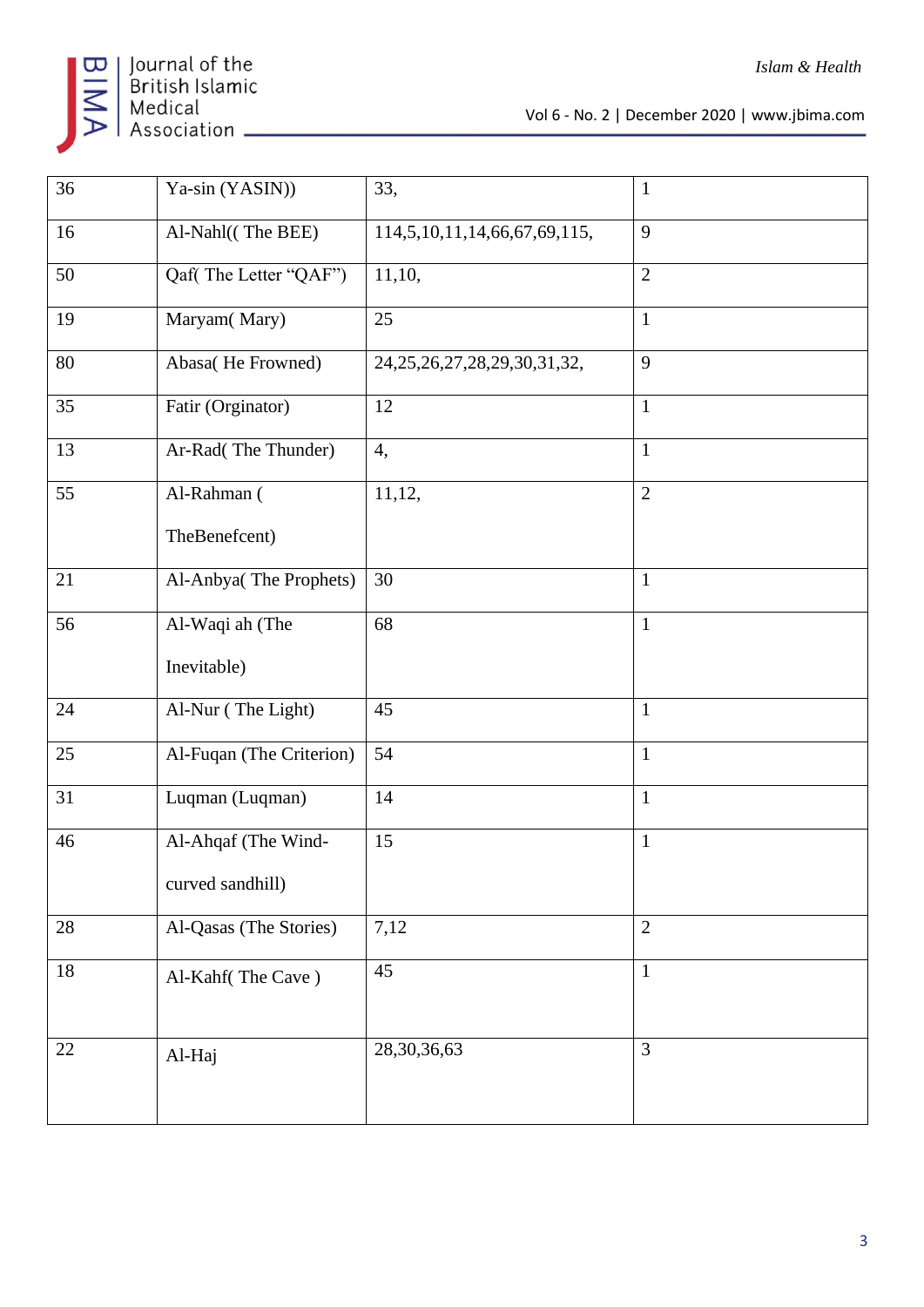| 36 | Ya-sin (YASIN)) | 33, | 1 |
|---|---|---|---|
| 16 | Al-Nahl(( The BEE) | 114,5,10,11,14,66,67,69,115, | 9 |
| 50 | Qaf( The Letter “QAF”) | 11,10, | 2 |
| 19 | Maryam( Mary) | 25 | 1 |
| 80 | Abasa( He Frowned) | 24,25,26,27,28,29,30,31,32, | 9 |
| 35 | Fatir (Orginator) | 12 | 1 |
| 13 | Ar-Rad( The Thunder) | 4, | 1 |
| 55 | Al-Rahman ( TheBenefcent) | 11,12, | 2 |
| 21 | Al-Anbya( The Prophets) | 30 | 1 |
| 56 | Al-Waqi ah (The Inevitable) | 68 | 1 |
| 24 | Al-Nur ( The Light) | 45 | 1 |
| 25 | Al-Fuqan (The Criterion) | 54 | 1 |
| 31 | Luqman (Luqman) | 14 | 1 |
| 46 | Al-Ahqaf (The Wind-curved sandhill) | 15 | 1 |
| 28 | Al-Qasas (The Stories) | 7,12 | 2 |
| 18 | Al-Kahf( The Cave ) | 45 | 1 |
| 22 | Al-Haj | 28,30,36,63 | 3 |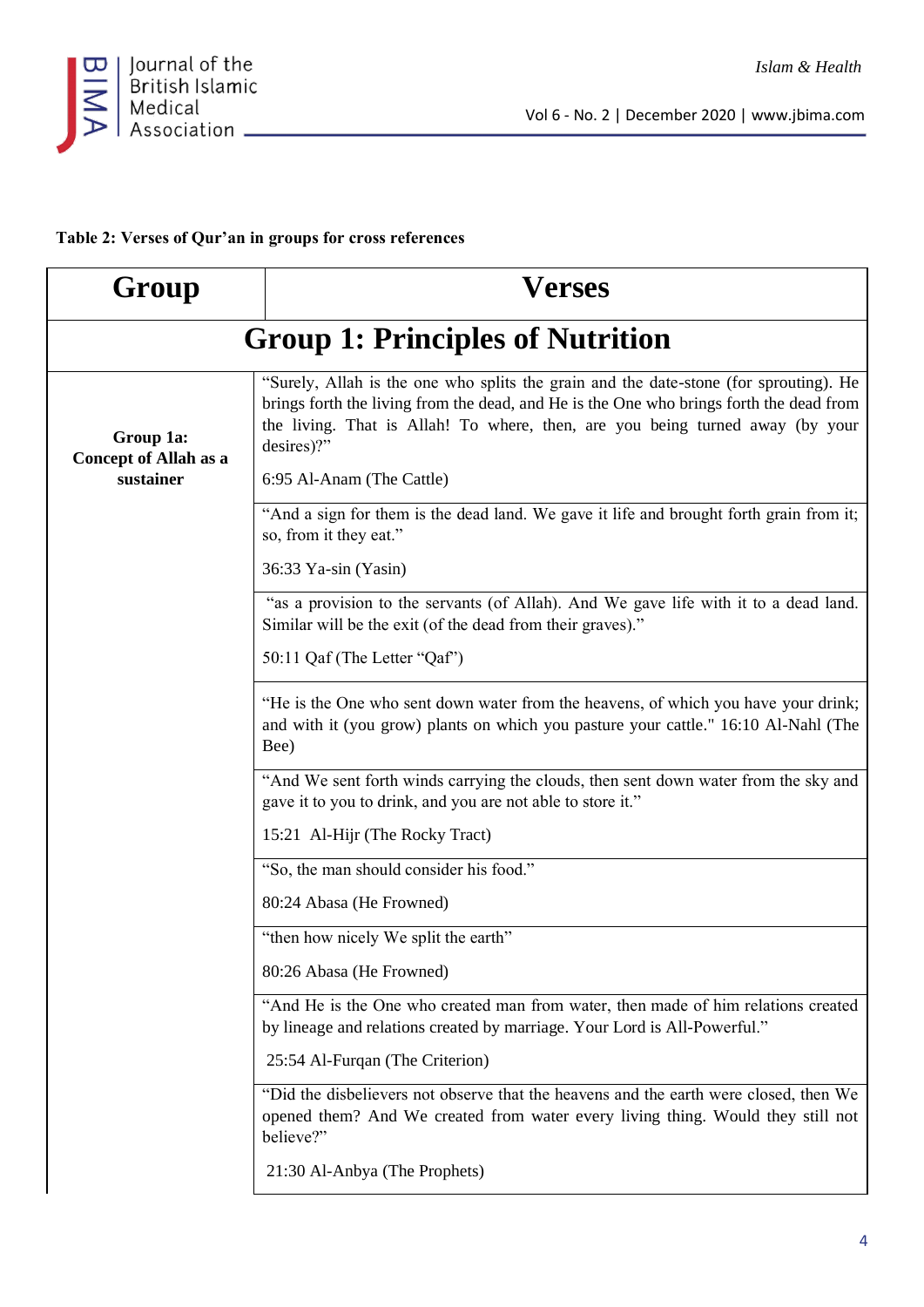**Table 2: Verses of Qur'an in groups for cross references**

| Group | Verses |
|---|---|
| **Group 1: Principles of Nutrition** | |
| **Group 1a: Concept of Allah as a sustainer** | "Surely, Allah is the one who splits the grain and the date-stone (for sprouting). He brings forth the living from the dead, and He is the One who brings forth the dead from the living. That is Allah! To where, then, are you being turned away (by your desires)?" 6:95 Al-Anam (The Cattle) |
| | "And a sign for them is the dead land. We gave it life and brought forth grain from it; so, from it they eat." 36:33 Ya-sin (Yasin) |
| | "as a provision to the servants (of Allah). And We gave life with it to a dead land. Similar will be the exit (of the dead from their graves)." 50:11 Qaf (The Letter "Qaf") |
| | "He is the One who sent down water from the heavens, of which you have your drink; and with it (you grow) plants on which you pasture your cattle." 16:10 Al-Nahl (The Bee) |
| | "And We sent forth winds carrying the clouds, then sent down water from the sky and gave it to you to drink, and you are not able to store it." 15:21 Al-Hijr (The Rocky Tract) |
| | "So, the man should consider his food." 80:24 Abasa (He Frowned) |
| | "then how nicely We split the earth" 80:26 Abasa (He Frowned) |
| | "And He is the One who created man from water, then made of him relations created by lineage and relations created by marriage. Your Lord is All-Powerful." 25:54 Al-Furqan (The Criterion) |
| | "Did the disbelievers not observe that the heavens and the earth were closed, then We opened them? And We created from water every living thing. Would they still not believe?" 21:30 Al-Anbya (The Prophets) |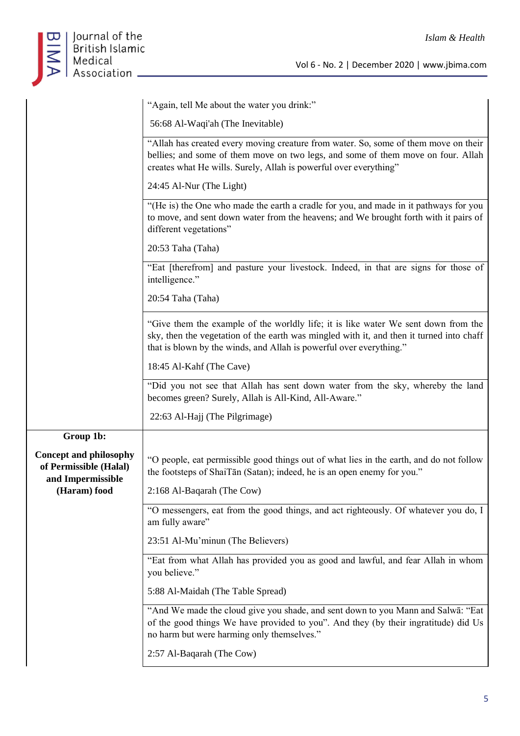| | |
|---|---|
| | "Again, tell Me about the water you drink:"<br><br>56:68 Al-Waqi'ah (The Inevitable) |
| | "Allah has created every moving creature from water. So, some of them move on their bellies; and some of them move on two legs, and some of them move on four. Allah creates what He wills. Surely, Allah is powerful over everything"<br><br>24:45 Al-Nur (The Light) |
| | "(He is) the One who made the earth a cradle for you, and made in it pathways for you to move, and sent down water from the heavens; and We brought forth with it pairs of different vegetations"<br><br>20:53 Taha (Taha) |
| | "Eat [therefrom] and pasture your livestock. Indeed, in that are signs for those of intelligence."<br><br>20:54 Taha (Taha) |
| | "Give them the example of the worldly life; it is like water We sent down from the sky, then the vegetation of the earth was mingled with it, and then it turned into chaff that is blown by the winds, and Allah is powerful over everything."<br><br>18:45 Al-Kahf (The Cave) |
| | "Did you not see that Allah has sent down water from the sky, whereby the land becomes green? Surely, Allah is All-Kind, All-Aware."<br><br>22:63 Al-Hajj (The Pilgrimage) |
| **Group 1b:**<br><br>**Concept and philosophy of Permissible (Halal) and Impermissible (Haram) food** | "O people, eat permissible good things out of what lies in the earth, and do not follow the footsteps of ShaiTān (Satan); indeed, he is an open enemy for you."<br><br>2:168 Al-Baqarah (The Cow) |
| | "O messengers, eat from the good things, and act righteously. Of whatever you do, I am fully aware"<br><br>23:51 Al-Mu'minun (The Believers) |
| | "Eat from what Allah has provided you as good and lawful, and fear Allah in whom you believe."<br><br>5:88 Al-Maidah (The Table Spread) |
| | "And We made the cloud give you shade, and sent down to you Mann and Salwā: "Eat of the good things We have provided to you". And they (by their ingratitude) did Us no harm but were harming only themselves."<br><br>2:57 Al-Baqarah (The Cow) |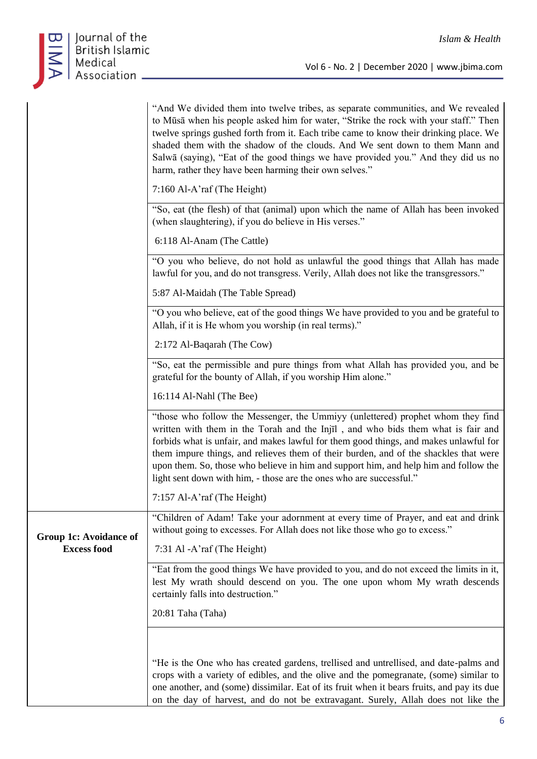| | |
|---|---|
| | "And We divided them into twelve tribes, as separate communities, and We revealed to Mūsā when his people asked him for water, "Strike the rock with your staff." Then twelve springs gushed forth from it. Each tribe came to know their drinking place. We shaded them with the shadow of the clouds. And We sent down to them Mann and Salwā (saying), "Eat of the good things we have provided you." And they did us no harm, rather they have been harming their own selves." <br><br> 7:160 Al-A'raf (The Height) |
| | "So, eat (the flesh) of that (animal) upon which the name of Allah has been invoked (when slaughtering), if you do believe in His verses." <br><br> 6:118 Al-Anam (The Cattle) |
| | "O you who believe, do not hold as unlawful the good things that Allah has made lawful for you, and do not transgress. Verily, Allah does not like the transgressors." <br><br> 5:87 Al-Maidah (The Table Spread) |
| | "O you who believe, eat of the good things We have provided to you and be grateful to Allah, if it is He whom you worship (in real terms)." <br><br> 2:172 Al-Baqarah (The Cow) |
| | "So, eat the permissible and pure things from what Allah has provided you, and be grateful for the bounty of Allah, if you worship Him alone." <br><br> 16:114 Al-Nahl (The Bee) |
| | "those who follow the Messenger, the Ummiyy (unlettered) prophet whom they find written with them in the Torah and the Injīl , and who bids them what is fair and forbids what is unfair, and makes lawful for them good things, and makes unlawful for them impure things, and relieves them of their burden, and of the shackles that were upon them. So, those who believe in him and support him, and help him and follow the light sent down with him, - those are the ones who are successful." <br><br> 7:157 Al-A'raf (The Height) |
| **Group 1c: Avoidance of Excess food** | "Children of Adam! Take your adornment at every time of Prayer, and eat and drink without going to excesses. For Allah does not like those who go to excess." <br><br> 7:31 Al -A'raf (The Height) |
| | "Eat from the good things We have provided to you, and do not exceed the limits in it, lest My wrath should descend on you. The one upon whom My wrath descends certainly falls into destruction." <br><br> 20:81 Taha (Taha) |
| | "He is the One who has created gardens, trellised and untrellised, and date-palms and crops with a variety of edibles, and the olive and the pomegranate, (some) similar to one another, and (some) dissimilar. Eat of its fruit when it bears fruits, and pay its due on the day of harvest, and do not be extravagant. Surely, Allah does not like the |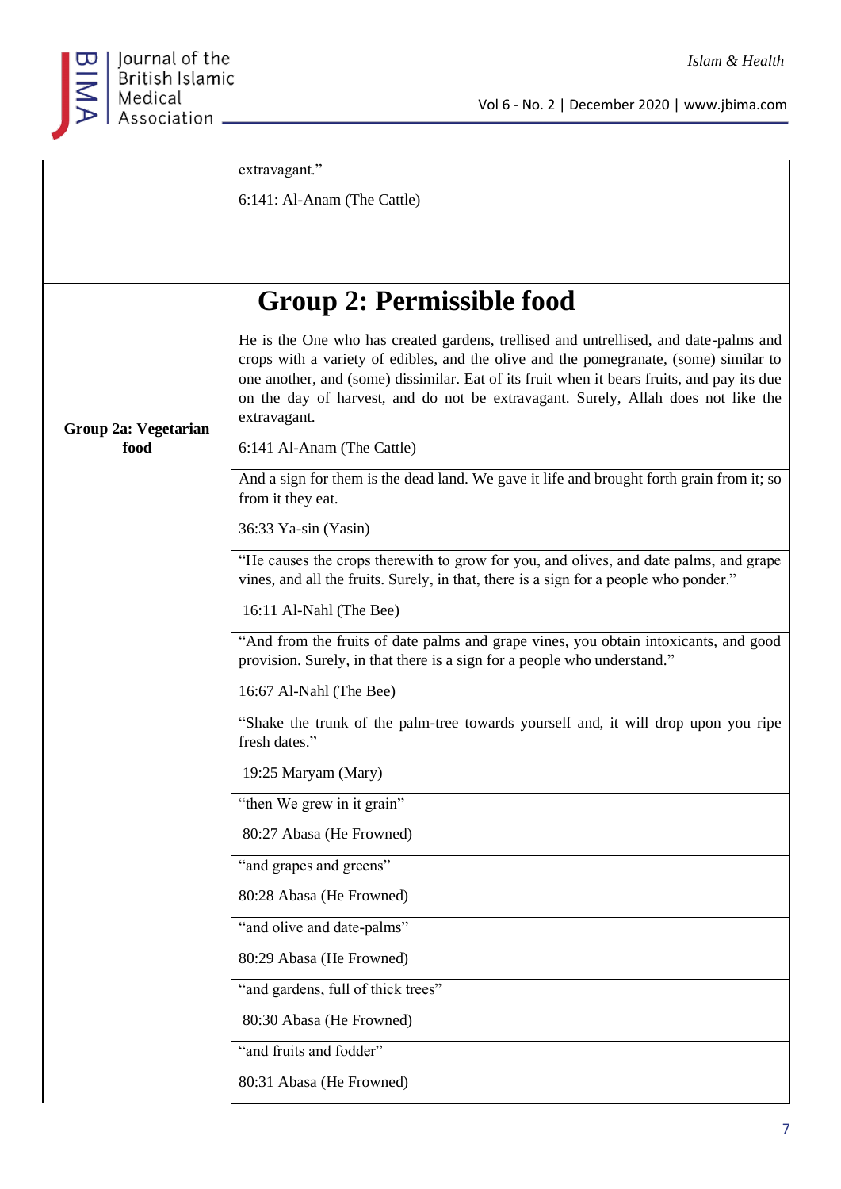| | |
|---|---|
| | extravagant."<br><br>6:141: Al-Anam (The Cattle) |
| **Group 2: Permissible food** | |
| **Group 2a: Vegetarian food** | He is the One who has created gardens, trellised and untrellised, and date-palms and crops with a variety of edibles, and the olive and the pomegranate, (some) similar to one another, and (some) dissimilar. Eat of its fruit when it bears fruits, and pay its due on the day of harvest, and do not be extravagant. Surely, Allah does not like the extravagant.<br><br>6:141 Al-Anam (The Cattle) |
| | And a sign for them is the dead land. We gave it life and brought forth grain from it; so from it they eat.<br><br>36:33 Ya-sin (Yasin) |
| | "He causes the crops therewith to grow for you, and olives, and date palms, and grape vines, and all the fruits. Surely, in that, there is a sign for a people who ponder."<br><br>16:11 Al-Nahl (The Bee) |
| | "And from the fruits of date palms and grape vines, you obtain intoxicants, and good provision. Surely, in that there is a sign for a people who understand."<br><br>16:67 Al-Nahl (The Bee) |
| | "Shake the trunk of the palm-tree towards yourself and, it will drop upon you ripe fresh dates."<br><br>19:25 Maryam (Mary) |
| | "then We grew in it grain"<br><br>80:27 Abasa (He Frowned) |
| | "and grapes and greens"<br><br>80:28 Abasa (He Frowned) |
| | "and olive and date-palms"<br><br>80:29 Abasa (He Frowned) |
| | "and gardens, full of thick trees"<br><br>80:30 Abasa (He Frowned) |
| | "and fruits and fodder"<br><br>80:31 Abasa (He Frowned) |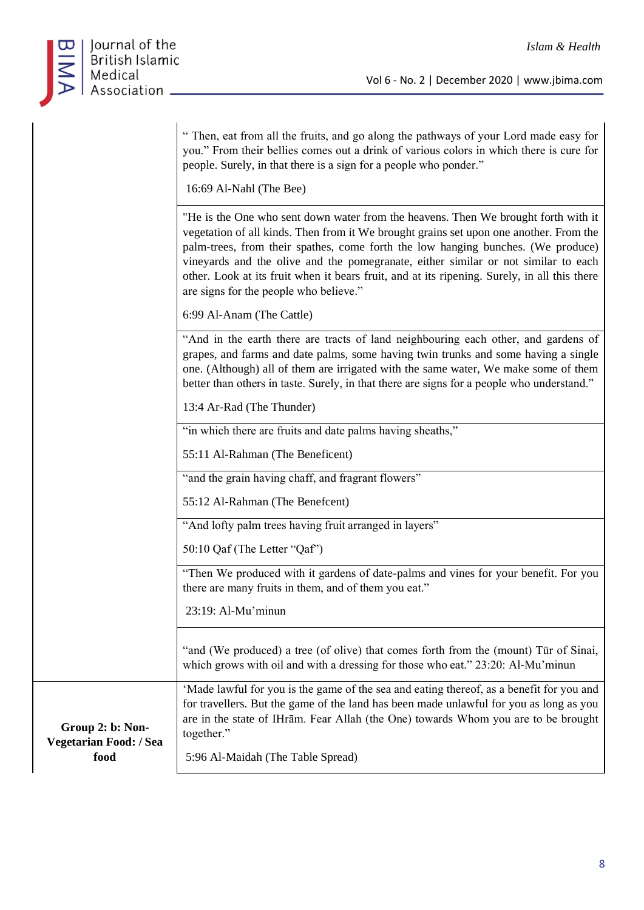| | |
|---|---|
| | " Then, eat from all the fruits, and go along the pathways of your Lord made easy for you." From their bellies comes out a drink of various colors in which there is cure for people. Surely, in that there is a sign for a people who ponder." 16:69 Al-Nahl (The Bee) |
| | "He is the One who sent down water from the heavens. Then We brought forth with it vegetation of all kinds. Then from it We brought grains set upon one another. From the palm-trees, from their spathes, come forth the low hanging bunches. (We produce) vineyards and the olive and the pomegranate, either similar or not similar to each other. Look at its fruit when it bears fruit, and at its ripening. Surely, in all this there are signs for the people who believe." 6:99 Al-Anam (The Cattle) |
| | "And in the earth there are tracts of land neighbouring each other, and gardens of grapes, and farms and date palms, some having twin trunks and some having a single one. (Although) all of them are irrigated with the same water, We make some of them better than others in taste. Surely, in that there are signs for a people who understand." 13:4 Ar-Rad (The Thunder) |
| | "in which there are fruits and date palms having sheaths," 55:11 Al-Rahman (The Beneficent) |
| | "and the grain having chaff, and fragrant flowers" 55:12 Al-Rahman (The Benefcent) |
| | "And lofty palm trees having fruit arranged in layers" 50:10 Qaf (The Letter "Qaf") |
| | "Then We produced with it gardens of date-palms and vines for your benefit. For you there are many fruits in them, and of them you eat." 23:19: Al-Mu'minun |
| | "and (We produced) a tree (of olive) that comes forth from the (mount) Tūr of Sinai, which grows with oil and with a dressing for those who eat." 23:20: Al-Mu'minun |
| **Group 2: b: Non-Vegetarian Food: / Sea food** | 'Made lawful for you is the game of the sea and eating thereof, as a benefit for you and for travellers. But the game of the land has been made unlawful for you as long as you are in the state of IHrām. Fear Allah (the One) towards Whom you are to be brought together." 5:96 Al-Maidah (The Table Spread) |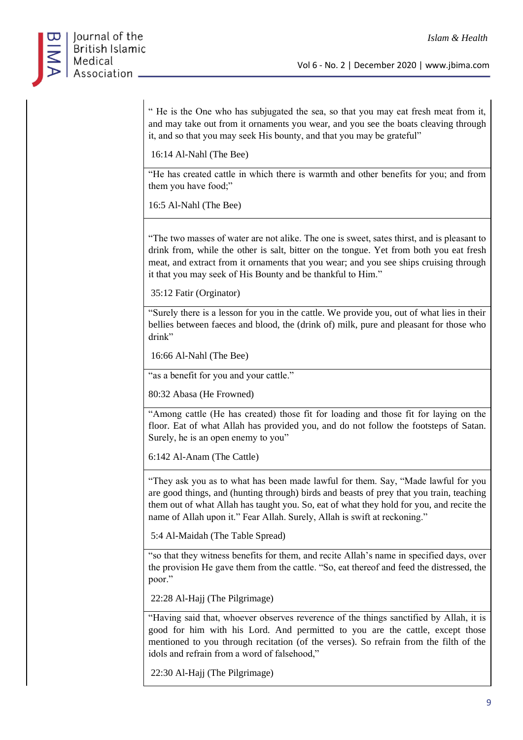| |
|---|
| " He is the One who has subjugated the sea, so that you may eat fresh meat from it, and may take out from it ornaments you wear, and you see the boats cleaving through it, and so that you may seek His bounty, and that you may be grateful"<br><br>16:14 Al-Nahl (The Bee) |
| "He has created cattle in which there is warmth and other benefits for you; and from them you have food;"<br><br>16:5 Al-Nahl (The Bee) |
| "The two masses of water are not alike. The one is sweet, sates thirst, and is pleasant to drink from, while the other is salt, bitter on the tongue. Yet from both you eat fresh meat, and extract from it ornaments that you wear; and you see ships cruising through it that you may seek of His Bounty and be thankful to Him."<br><br>35:12 Fatir (Orginator) |
| "Surely there is a lesson for you in the cattle. We provide you, out of what lies in their bellies between faeces and blood, the (drink of) milk, pure and pleasant for those who drink"<br><br>16:66 Al-Nahl (The Bee) |
| "as a benefit for you and your cattle."<br><br>80:32 Abasa (He Frowned) |
| "Among cattle (He has created) those fit for loading and those fit for laying on the floor. Eat of what Allah has provided you, and do not follow the footsteps of Satan. Surely, he is an open enemy to you"<br><br>6:142 Al-Anam (The Cattle) |
| "They ask you as to what has been made lawful for them. Say, "Made lawful for you are good things, and (hunting through) birds and beasts of prey that you train, teaching them out of what Allah has taught you. So, eat of what they hold for you, and recite the name of Allah upon it." Fear Allah. Surely, Allah is swift at reckoning."<br><br>5:4 Al-Maidah (The Table Spread) |
| "so that they witness benefits for them, and recite Allah's name in specified days, over the provision He gave them from the cattle. "So, eat thereof and feed the distressed, the poor."<br><br>22:28 Al-Hajj (The Pilgrimage) |
| "Having said that, whoever observes reverence of the things sanctified by Allah, it is good for him with his Lord. And permitted to you are the cattle, except those mentioned to you through recitation (of the verses). So refrain from the filth of the idols and refrain from a word of falsehood,"<br><br>22:30 Al-Hajj (The Pilgrimage) |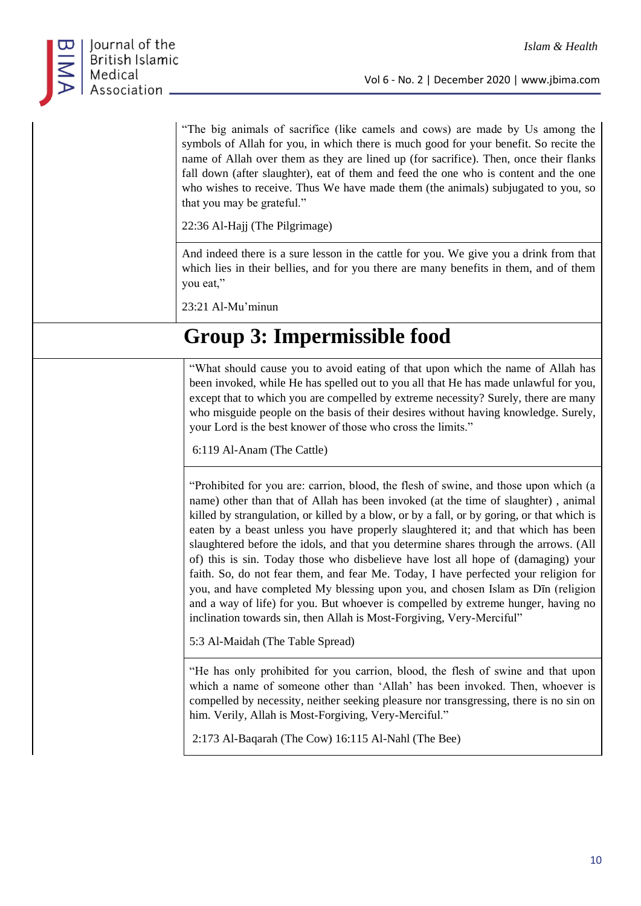| | |
|---|---|
| | "The big animals of sacrifice (like camels and cows) are made by Us among the symbols of Allah for you, in which there is much good for your benefit. So recite the name of Allah over them as they are lined up (for sacrifice). Then, once their flanks fall down (after slaughter), eat of them and feed the one who is content and the one who wishes to receive. Thus We have made them (the animals) subjugated to you, so that you may be grateful."<br><br>22:36 Al-Hajj (The Pilgrimage) |
| | And indeed there is a sure lesson in the cattle for you. We give you a drink from that which lies in their bellies, and for you there are many benefits in them, and of them you eat,"<br><br>23:21 Al-Mu'minun |

## Group 3: Impermissible food

| | |
|---|---|
| | "What should cause you to avoid eating of that upon which the name of Allah has been invoked, while He has spelled out to you all that He has made unlawful for you, except that to which you are compelled by extreme necessity? Surely, there are many who misguide people on the basis of their desires without having knowledge. Surely, your Lord is the best knower of those who cross the limits."<br><br>6:119 Al-Anam (The Cattle) |
| | "Prohibited for you are: carrion, blood, the flesh of swine, and those upon which (a name) other than that of Allah has been invoked (at the time of slaughter) , animal killed by strangulation, or killed by a blow, or by a fall, or by goring, or that which is eaten by a beast unless you have properly slaughtered it; and that which has been slaughtered before the idols, and that you determine shares through the arrows. (All of) this is sin. Today those who disbelieve have lost all hope of (damaging) your faith. So, do not fear them, and fear Me. Today, I have perfected your religion for you, and have completed My blessing upon you, and chosen Islam as Dīn (religion and a way of life) for you. But whoever is compelled by extreme hunger, having no inclination towards sin, then Allah is Most-Forgiving, Very-Merciful"<br><br>5:3 Al-Maidah (The Table Spread) |
| | "He has only prohibited for you carrion, blood, the flesh of swine and that upon which a name of someone other than 'Allah' has been invoked. Then, whoever is compelled by necessity, neither seeking pleasure nor transgressing, there is no sin on him. Verily, Allah is Most-Forgiving, Very-Merciful."<br><br>2:173 Al-Baqarah (The Cow) 16:115 Al-Nahl (The Bee) |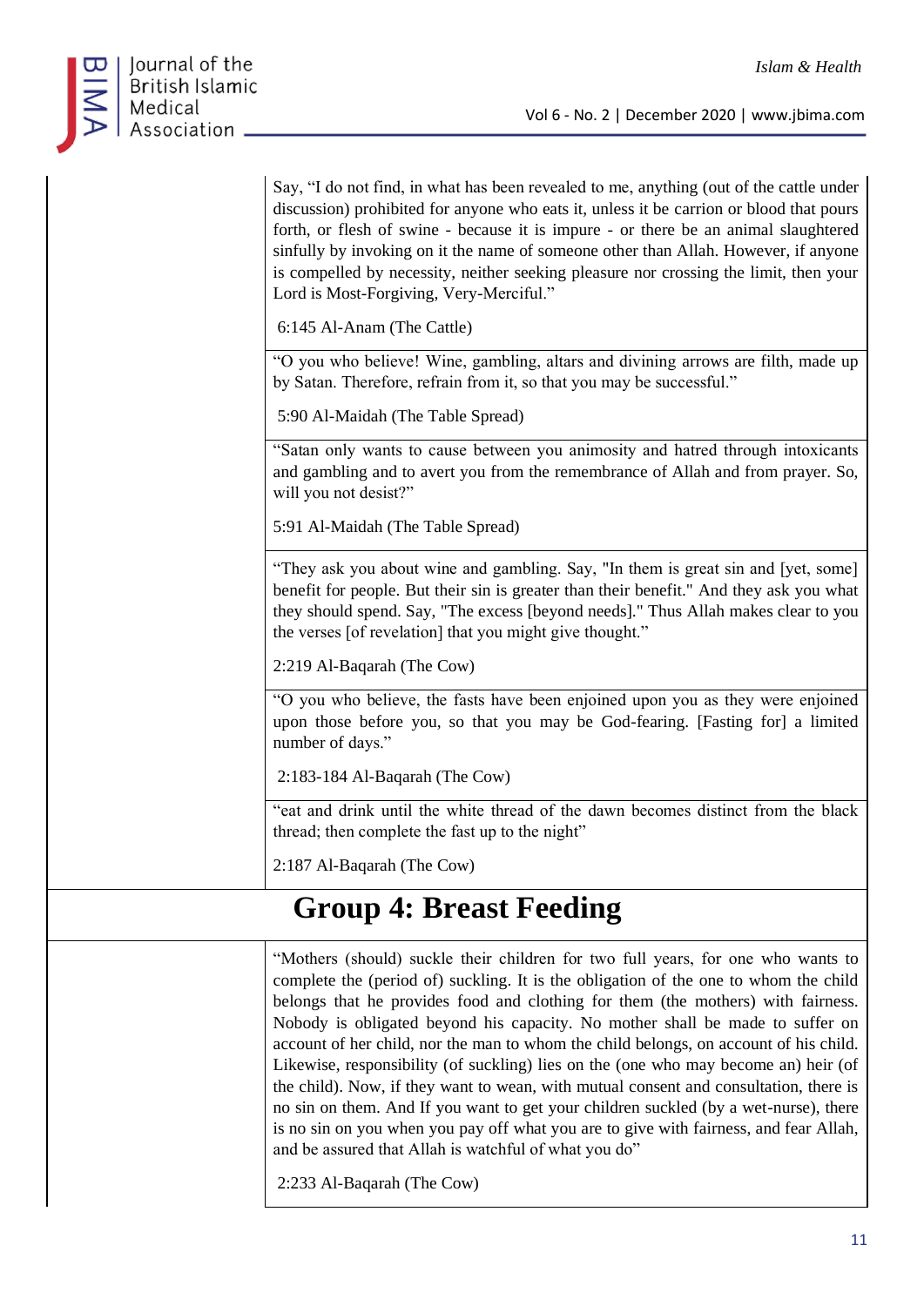| | |
|---|---|
| | Say, "I do not find, in what has been revealed to me, anything (out of the cattle under discussion) prohibited for anyone who eats it, unless it be carrion or blood that pours forth, or flesh of swine - because it is impure - or there be an animal slaughtered sinfully by invoking on it the name of someone other than Allah. However, if anyone is compelled by necessity, neither seeking pleasure nor crossing the limit, then your Lord is Most-Forgiving, Very-Merciful."<br><br>6:145 Al-Anam (The Cattle) |
| | "O you who believe! Wine, gambling, altars and divining arrows are filth, made up by Satan. Therefore, refrain from it, so that you may be successful."<br><br>5:90 Al-Maidah (The Table Spread) |
| | "Satan only wants to cause between you animosity and hatred through intoxicants and gambling and to avert you from the remembrance of Allah and from prayer. So, will you not desist?"<br><br>5:91 Al-Maidah (The Table Spread) |
| | "They ask you about wine and gambling. Say, "In them is great sin and [yet, some] benefit for people. But their sin is greater than their benefit." And they ask you what they should spend. Say, "The excess [beyond needs]." Thus Allah makes clear to you the verses [of revelation] that you might give thought."<br><br>2:219 Al-Baqarah (The Cow) |
| | "O you who believe, the fasts have been enjoined upon you as they were enjoined upon those before you, so that you may be God-fearing. [Fasting for] a limited number of days."<br><br>2:183-184 Al-Baqarah (The Cow) |
| | "eat and drink until the white thread of the dawn becomes distinct from the black thread; then complete the fast up to the night"<br><br>2:187 Al-Baqarah (The Cow) |
| **Group 4: Breast Feeding** | |
| | "Mothers (should) suckle their children for two full years, for one who wants to complete the (period of) suckling. It is the obligation of the one to whom the child belongs that he provides food and clothing for them (the mothers) with fairness. Nobody is obligated beyond his capacity. No mother shall be made to suffer on account of her child, nor the man to whom the child belongs, on account of his child. Likewise, responsibility (of suckling) lies on the (one who may become an) heir (of the child). Now, if they want to wean, with mutual consent and consultation, there is no sin on them. And If you want to get your children suckled (by a wet-nurse), there is no sin on you when you pay off what you are to give with fairness, and fear Allah, and be assured that Allah is watchful of what you do"<br><br>2:233 Al-Baqarah (The Cow) |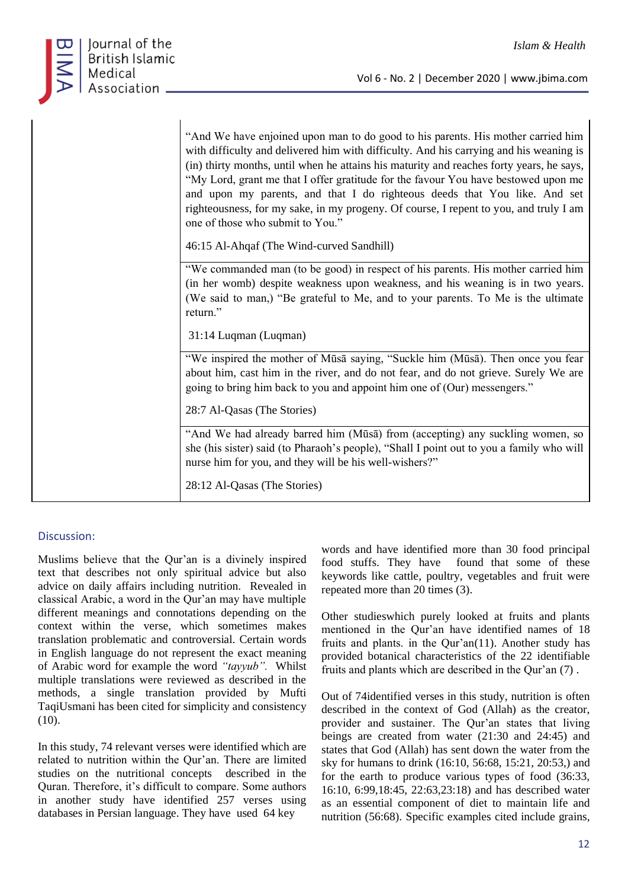| | |
|---|---|
| | "And We have enjoined upon man to do good to his parents. His mother carried him with difficulty and delivered him with difficulty. And his carrying and his weaning is (in) thirty months, until when he attains his maturity and reaches forty years, he says, "My Lord, grant me that I offer gratitude for the favour You have bestowed upon me and upon my parents, and that I do righteous deeds that You like. And set righteousness, for my sake, in my progeny. Of course, I repent to you, and truly I am one of those who submit to You." 46:15 Al-Ahqaf (The Wind-curved Sandhill) |
| | "We commanded man (to be good) in respect of his parents. His mother carried him (in her womb) despite weakness upon weakness, and his weaning is in two years. (We said to man,) "Be grateful to Me, and to your parents. To Me is the ultimate return." 31:14 Luqman (Luqman) |
| | "We inspired the mother of Mūsā saying, "Suckle him (Mūsā). Then once you fear about him, cast him in the river, and do not fear, and do not grieve. Surely We are going to bring him back to you and appoint him one of (Our) messengers." 28:7 Al-Qasas (The Stories) |
| | "And We had already barred him (Mūsā) from (accepting) any suckling women, so she (his sister) said (to Pharaoh's people), "Shall I point out to you a family who will nurse him for you, and they will be his well-wishers?" 28:12 Al-Qasas (The Stories) |

## Discussion:

Muslims believe that the Qur'an is a divinely inspired text that describes not only spiritual advice but also advice on daily affairs including nutrition. Revealed in classical Arabic, a word in the Qur'an may have multiple different meanings and connotations depending on the context within the verse, which sometimes makes translation problematic and controversial. Certain words in English language do not represent the exact meaning of Arabic word for example the word *"tayyub"*. Whilst multiple translations were reviewed as described in the methods, a single translation provided by Mufti TaqiUsmani has been cited for simplicity and consistency (10).

In this study, 74 relevant verses were identified which are related to nutrition within the Qur'an. There are limited studies on the nutritional concepts described in the Quran. Therefore, it's difficult to compare. Some authors in another study have identified 257 verses using databases in Persian language. They have used 64 key words and have identified more than 30 food principal food stuffs. They have found that some of these keywords like cattle, poultry, vegetables and fruit were repeated more than 20 times (3).

Other studieswhich purely looked at fruits and plants mentioned in the Qur'an have identified names of 18 fruits and plants. in the Qur'an(11). Another study has provided botanical characteristics of the 22 identifiable fruits and plants which are described in the Qur'an (7) .

Out of 74identified verses in this study, nutrition is often described in the context of God (Allah) as the creator, provider and sustainer. The Qur'an states that living beings are created from water (21:30 and 24:45) and states that God (Allah) has sent down the water from the sky for humans to drink (16:10, 56:68, 15:21, 20:53,) and for the earth to produce various types of food (36:33, 16:10, 6:99,18:45, 22:63,23:18) and has described water as an essential component of diet to maintain life and nutrition (56:68). Specific examples cited include grains,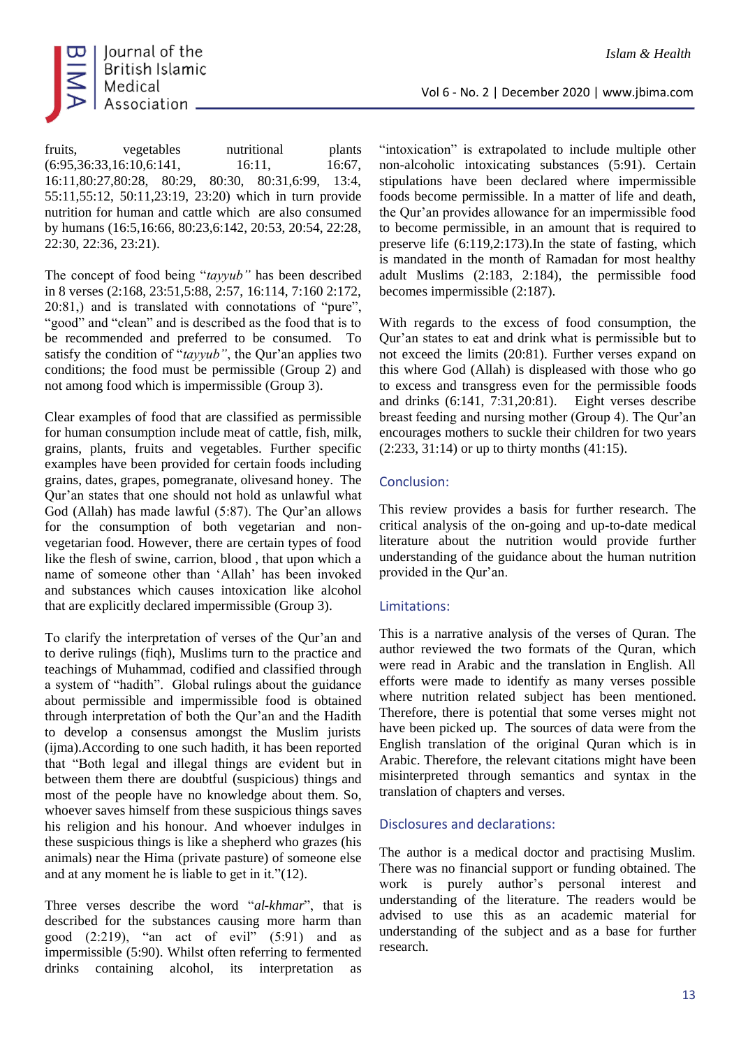fruits, vegetables nutritional plants (6:95,36:33,16:10,6:141, 16:11, 16:67, 16:11,80:27,80:28, 80:29, 80:30, 80:31,6:99, 13:4, 55:11,55:12, 50:11,23:19, 23:20) which in turn provide nutrition for human and cattle which are also consumed by humans (16:5,16:66, 80:23,6:142, 20:53, 20:54, 22:28, 22:30, 22:36, 23:21).

The concept of food being "*tayyub"* has been described in 8 verses (2:168, 23:51,5:88, 2:57, 16:114, 7:160 2:172, 20:81,) and is translated with connotations of "pure", "good" and "clean" and is described as the food that is to be recommended and preferred to be consumed. To satisfy the condition of "*tayyub"*, the Qur'an applies two conditions; the food must be permissible (Group 2) and not among food which is impermissible (Group 3).

Clear examples of food that are classified as permissible for human consumption include meat of cattle, fish, milk, grains, plants, fruits and vegetables. Further specific examples have been provided for certain foods including grains, dates, grapes, pomegranate, olivesand honey. The Qur'an states that one should not hold as unlawful what God (Allah) has made lawful (5:87). The Qur'an allows for the consumption of both vegetarian and non-vegetarian food. However, there are certain types of food like the flesh of swine, carrion, blood , that upon which a name of someone other than 'Allah' has been invoked and substances which causes intoxication like alcohol that are explicitly declared impermissible (Group 3).

To clarify the interpretation of verses of the Qur'an and to derive rulings (fiqh), Muslims turn to the practice and teachings of Muhammad, codified and classified through a system of "hadith". Global rulings about the guidance about permissible and impermissible food is obtained through interpretation of both the Qur'an and the Hadith to develop a consensus amongst the Muslim jurists (ijma).According to one such hadith, it has been reported that "Both legal and illegal things are evident but in between them there are doubtful (suspicious) things and most of the people have no knowledge about them. So, whoever saves himself from these suspicious things saves his religion and his honour. And whoever indulges in these suspicious things is like a shepherd who grazes (his animals) near the Hima (private pasture) of someone else and at any moment he is liable to get in it."(12).

Three verses describe the word "*al-khmar*", that is described for the substances causing more harm than good (2:219), "an act of evil" (5:91) and as impermissible (5:90). Whilst often referring to fermented drinks containing alcohol, its interpretation as "intoxication" is extrapolated to include multiple other non-alcoholic intoxicating substances (5:91). Certain stipulations have been declared where impermissible foods become permissible. In a matter of life and death, the Qur'an provides allowance for an impermissible food to become permissible, in an amount that is required to preserve life (6:119,2:173).In the state of fasting, which is mandated in the month of Ramadan for most healthy adult Muslims (2:183, 2:184), the permissible food becomes impermissible (2:187).

With regards to the excess of food consumption, the Qur'an states to eat and drink what is permissible but to not exceed the limits (20:81). Further verses expand on this where God (Allah) is displeased with those who go to excess and transgress even for the permissible foods and drinks (6:141, 7:31,20:81). Eight verses describe breast feeding and nursing mother (Group 4). The Qur'an encourages mothers to suckle their children for two years (2:233, 31:14) or up to thirty months (41:15).

## Conclusion:

This review provides a basis for further research. The critical analysis of the on-going and up-to-date medical literature about the nutrition would provide further understanding of the guidance about the human nutrition provided in the Qur'an.

## Limitations:

This is a narrative analysis of the verses of Quran. The author reviewed the two formats of the Quran, which were read in Arabic and the translation in English. All efforts were made to identify as many verses possible where nutrition related subject has been mentioned. Therefore, there is potential that some verses might not have been picked up. The sources of data were from the English translation of the original Quran which is in Arabic. Therefore, the relevant citations might have been misinterpreted through semantics and syntax in the translation of chapters and verses.

## Disclosures and declarations:

The author is a medical doctor and practising Muslim. There was no financial support or funding obtained. The work is purely author's personal interest and understanding of the literature. The readers would be advised to use this as an academic material for understanding of the subject and as a base for further research.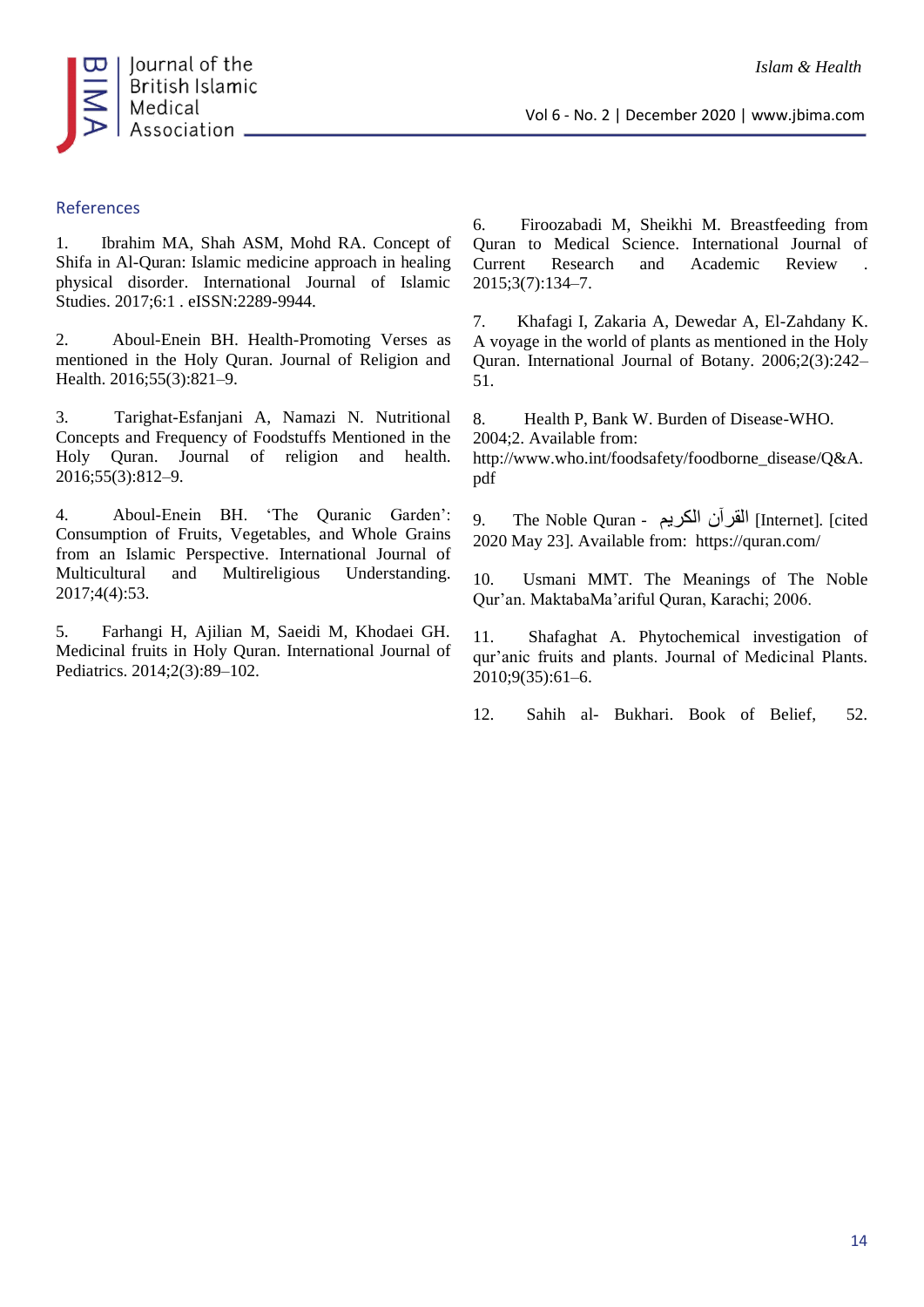## References

1. Ibrahim MA, Shah ASM, Mohd RA. Concept of Shifa in Al-Quran: Islamic medicine approach in healing physical disorder. International Journal of Islamic Studies. 2017;6:1 . eISSN:2289-9944.

2. Aboul-Enein BH. Health-Promoting Verses as mentioned in the Holy Quran. Journal of Religion and Health. 2016;55(3):821–9.

3. Tarighat-Esfanjani A, Namazi N. Nutritional Concepts and Frequency of Foodstuffs Mentioned in the Holy Quran. Journal of religion and health. 2016;55(3):812–9.

4. Aboul-Enein BH. 'The Quranic Garden': Consumption of Fruits, Vegetables, and Whole Grains from an Islamic Perspective. International Journal of Multicultural and Multireligious Understanding. 2017;4(4):53.

5. Farhangi H, Ajilian M, Saeidi M, Khodaei GH. Medicinal fruits in Holy Quran. International Journal of Pediatrics. 2014;2(3):89–102.

6. Firoozabadi M, Sheikhi M. Breastfeeding from Quran to Medical Science. International Journal of Current Research and Academic Review . 2015;3(7):134–7.

7. Khafagi I, Zakaria A, Dewedar A, El-Zahdany K. A voyage in the world of plants as mentioned in the Holy Quran. International Journal of Botany. 2006;2(3):242–51.

8. Health P, Bank W. Burden of Disease-WHO. 2004;2. Available from: http://www.who.int/foodsafety/foodborne_disease/Q&A.pdf

9. The Noble Quran - القرآن الكريم [Internet]. [cited 2020 May 23]. Available from: https://quran.com/

10. Usmani MMT. The Meanings of The Noble Qur'an. MaktabaMa'ariful Quran, Karachi; 2006.

11. Shafaghat A. Phytochemical investigation of qur'anic fruits and plants. Journal of Medicinal Plants. 2010;9(35):61–6.

12. Sahih al- Bukhari. Book of Belief, 52.